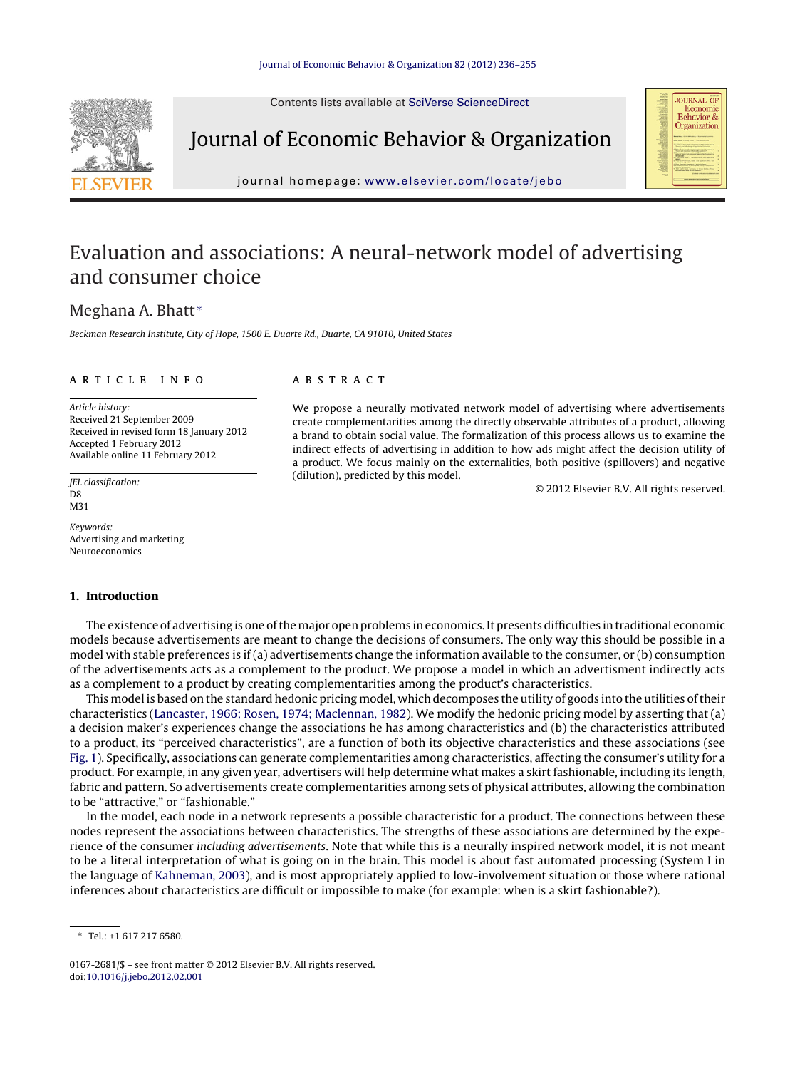Contents lists available at SciVerse ScienceDirect

# Journal of Economic Behavior & Organization

journal homepage: www.elsevier.com/locate/jebo

# Evaluation and associations: A neural-network model of advertising and consumer choice

Meghana A. Bhatt *

*Beckman Research Institute, City of Hope, 1500 E. Duarte Rd., Duarte, CA 91010, United States*

## ARTICLE INFO

*Article history:*
Received 21 September 2009
Received in revised form 18 January 2012
Accepted 1 February 2012
Available online 11 February 2012

*JEL classification:*
D8
M31

*Keywords:*
Advertising and marketing
Neuroeconomics

## ABSTRACT

We propose a neurally motivated network model of advertising where advertisements create complementarities among the directly observable attributes of a product, allowing a brand to obtain social value. The formalization of this process allows us to examine the indirect effects of advertising in addition to how ads might affect the decision utility of a product. We focus mainly on the externalities, both positive (spillovers) and negative (dilution), predicted by this model.

© 2012 Elsevier B.V. All rights reserved.

## 1. Introduction

The existence of advertising is one of the major open problems in economics. It presents difficulties in traditional economic models because advertisements are meant to change the decisions of consumers. The only way this should be possible in a model with stable preferences is if (a) advertisements change the information available to the consumer, or (b) consumption of the advertisements acts as a complement to the product. We propose a model in which an advertisment indirectly acts as a complement to a product by creating complementarities among the product's characteristics.

This model is based on the standard hedonic pricing model, which decomposes the utility of goods into the utilities of their characteristics (Lancaster, 1966; Rosen, 1974; Maclennan, 1982). We modify the hedonic pricing model by asserting that (a) a decision maker's experiences change the associations he has among characteristics and (b) the characteristics attributed to a product, its "perceived characteristics", are a function of both its objective characteristics and these associations (see Fig. 1). Specifically, associations can generate complementarities among characteristics, affecting the consumer's utility for a product. For example, in any given year, advertisers will help determine what makes a skirt fashionable, including its length, fabric and pattern. So advertisements create complementarities among sets of physical attributes, allowing the combination to be "attractive," or "fashionable."

In the model, each node in a network represents a possible characteristic for a product. The connections between these nodes represent the associations between characteristics. The strengths of these associations are determined by the experience of the consumer *including advertisements*. Note that while this is a neurally inspired network model, it is not meant to be a literal interpretation of what is going on in the brain. This model is about fast automated processing (System I in the language of Kahneman, 2003), and is most appropriately applied to low-involvement situation or those where rational inferences about characteristics are difficult or impossible to make (for example: when is a skirt fashionable?).

---

* Tel.: +1 617 217 6580.

0167-2681/$ – see front matter © 2012 Elsevier B.V. All rights reserved.
doi:10.1016/j.jebo.2012.02.001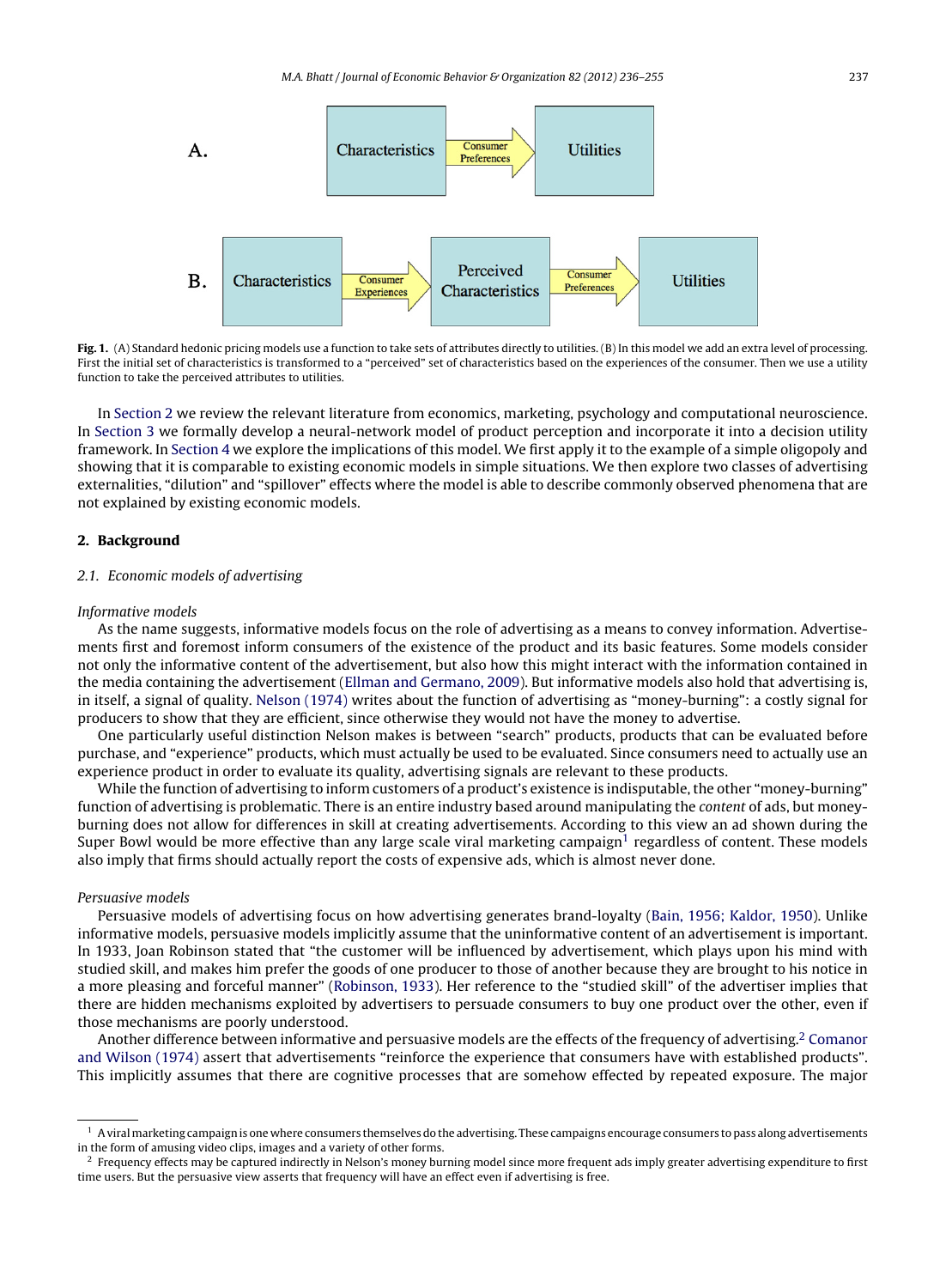**A.** Characteristics → (Consumer Preferences) → Utilities

**B.** Characteristics → (Consumer Experiences) → Perceived Characteristics → (Consumer Preferences) → Utilities

**Fig. 1.** (A) Standard hedonic pricing models use a function to take sets of attributes directly to utilities. (B) In this model we add an extra level of processing. First the initial set of characteristics is transformed to a "perceived" set of characteristics based on the experiences of the consumer. Then we use a utility function to take the perceived attributes to utilities.

In Section 2 we review the relevant literature from economics, marketing, psychology and computational neuroscience. In Section 3 we formally develop a neural-network model of product perception and incorporate it into a decision utility framework. In Section 4 we explore the implications of this model. We first apply it to the example of a simple oligopoly and showing that it is comparable to existing economic models in simple situations. We then explore two classes of advertising externalities, "dilution" and "spillover" effects where the model is able to describe commonly observed phenomena that are not explained by existing economic models.

## 2. Background

### 2.1. Economic models of advertising

*Informative models*

As the name suggests, informative models focus on the role of advertising as a means to convey information. Advertisements first and foremost inform consumers of the existence of the product and its basic features. Some models consider not only the informative content of the advertisement, but also how this might interact with the information contained in the media containing the advertisement (Ellman and Germano, 2009). But informative models also hold that advertising is, in itself, a signal of quality. Nelson (1974) writes about the function of advertising as "money-burning": a costly signal for producers to show that they are efficient, since otherwise they would not have the money to advertise.

One particularly useful distinction Nelson makes is between "search" products, products that can be evaluated before purchase, and "experience" products, which must actually be used to be evaluated. Since consumers need to actually use an experience product in order to evaluate its quality, advertising signals are relevant to these products.

While the function of advertising to inform customers of a product's existence is indisputable, the other "money-burning" function of advertising is problematic. There is an entire industry based around manipulating the *content* of ads, but money-burning does not allow for differences in skill at creating advertisements. According to this view an ad shown during the Super Bowl would be more effective than any large scale viral marketing campaign[1] regardless of content. These models also imply that firms should actually report the costs of expensive ads, which is almost never done.

*Persuasive models*

Persuasive models of advertising focus on how advertising generates brand-loyalty (Bain, 1956; Kaldor, 1950). Unlike informative models, persuasive models implicitly assume that the uninformative content of an advertisement is important. In 1933, Joan Robinson stated that "the customer will be influenced by advertisement, which plays upon his mind with studied skill, and makes him prefer the goods of one producer to those of another because they are brought to his notice in a more pleasing and forceful manner" (Robinson, 1933). Her reference to the "studied skill" of the advertiser implies that there are hidden mechanisms exploited by advertisers to persuade consumers to buy one product over the other, even if those mechanisms are poorly understood.

Another difference between informative and persuasive models are the effects of the frequency of advertising.[2] Comanor and Wilson (1974) assert that advertisements "reinforce the experience that consumers have with established products". This implicitly assumes that there are cognitive processes that are somehow effected by repeated exposure. The major

---

[1] A viral marketing campaign is one where consumers themselves do the advertising. These campaigns encourage consumers to pass along advertisements in the form of amusing video clips, images and a variety of other forms.

[2] Frequency effects may be captured indirectly in Nelson's money burning model since more frequent ads imply greater advertising expenditure to first time users. But the persuasive view asserts that frequency will have an effect even if advertising is free.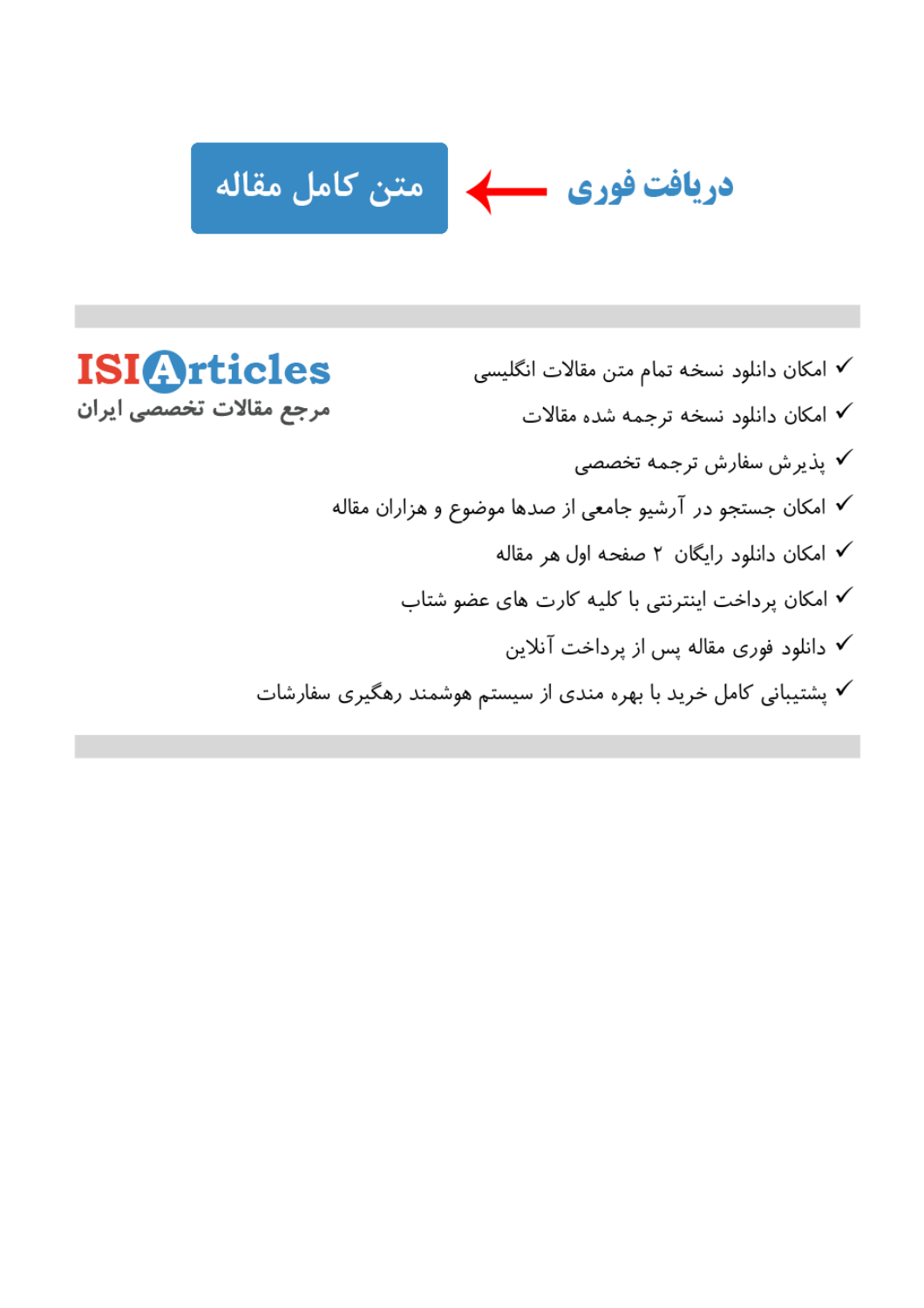دریافت فوری ← **متن کامل مقاله**

**ISIArticles**
مرجع مقالات تخصصی ایران

- ✓ امکان دانلود نسخه تمام متن مقالات انگلیسی
- ✓ امکان دانلود نسخه ترجمه شده مقالات
- ✓ پذیرش سفارش ترجمه تخصصی
- ✓ امکان جستجو در آرشیو جامعی از صدها موضوع و هزاران مقاله
- ✓ امکان دانلود رایگان ۲ صفحه اول هر مقاله
- ✓ امکان پرداخت اینترنتی با کلیه کارت های عضو شتاب
- ✓ دانلود فوری مقاله پس از پرداخت آنلاین
- ✓ پشتیبانی کامل خرید با بهره مندی از سیستم هوشمند رهگیری سفارشات